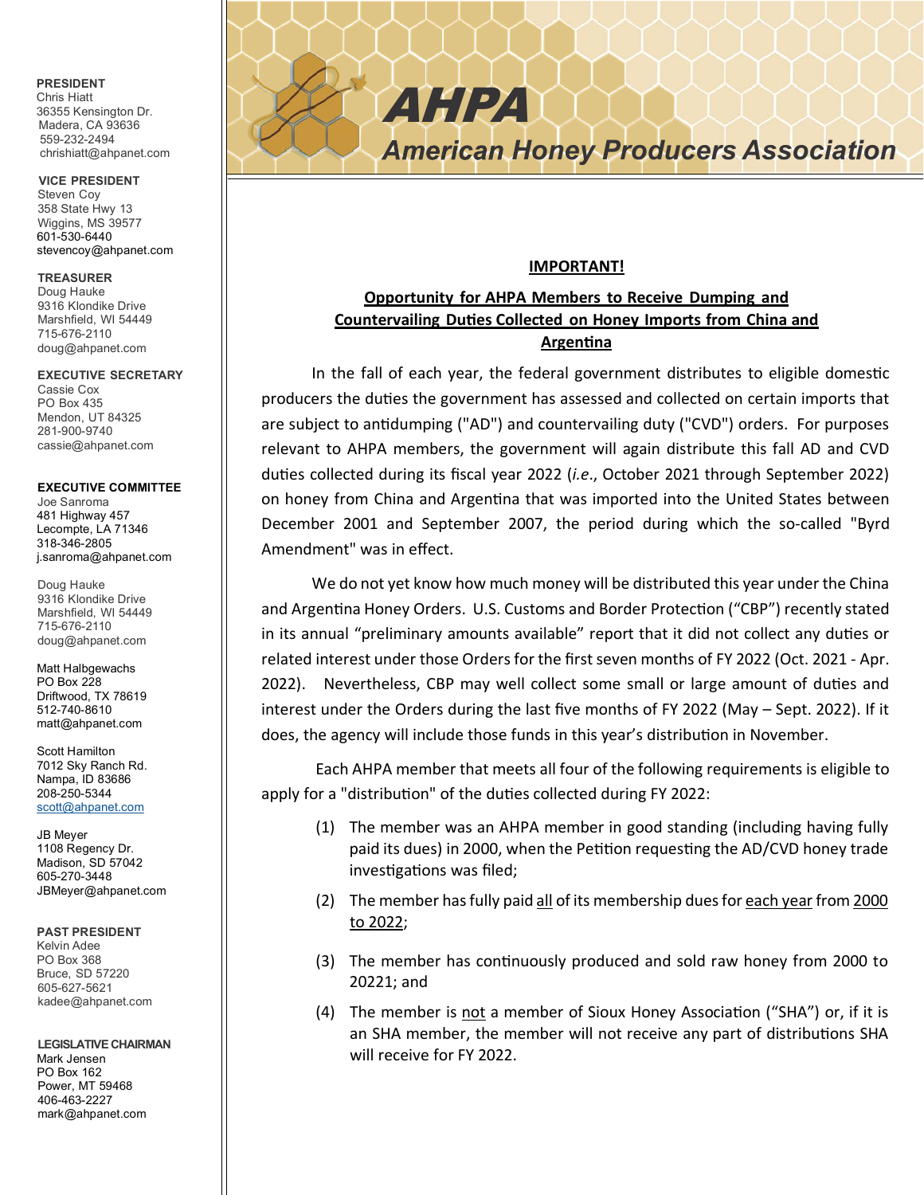# AHPA

## American Honey Producers Association

**PRESIDENT**
Chris Hiatt
36355 Kensington Dr.
Madera, CA 93636
559-232-2494
chrishiatt@ahpanet.com

**VICE PRESIDENT**
Steven Coy
358 State Hwy 13
Wiggins, MS 39577
601-530-6440
stevencoy@ahpanet.com

**TREASURER**
Doug Hauke
9316 Klondike Drive
Marshfield, WI 54449
715-676-2110
doug@ahpanet.com

**EXECUTIVE SECRETARY**
Cassie Cox
PO Box 435
Mendon, UT 84325
281-900-9740
cassie@ahpanet.com

**EXECUTIVE COMMITTEE**
Joe Sanroma
481 Highway 457
Lecompte, LA 71346
318-346-2805
j.sanroma@ahpanet.com

Doug Hauke
9316 Klondike Drive
Marshfield, WI 54449
715-676-2110
doug@ahpanet.com

Matt Halbgewachs
PO Box 228
Driftwood, TX 78619
512-740-8610
matt@ahpanet.com

Scott Hamilton
7012 Sky Ranch Rd.
Nampa, ID 83686
208-250-5344
scott@ahpanet.com

JB Meyer
1108 Regency Dr.
Madison, SD 57042
605-270-3448
JBMeyer@ahpanet.com

**PAST PRESIDENT**
Kelvin Adee
PO Box 368
Bruce, SD 57220
605-627-5621
kadee@ahpanet.com

**LEGISLATIVE CHAIRMAN**
Mark Jensen
PO Box 162
Power, MT 59468
406-463-2227
mark@ahpanet.com

---

**IMPORTANT!**

**Opportunity for AHPA Members to Receive Dumping and Countervailing Duties Collected on Honey Imports from China and Argentina**

In the fall of each year, the federal government distributes to eligible domestic producers the duties the government has assessed and collected on certain imports that are subject to antidumping ("AD") and countervailing duty ("CVD") orders. For purposes relevant to AHPA members, the government will again distribute this fall AD and CVD duties collected during its fiscal year 2022 (*i.e.*, October 2021 through September 2022) on honey from China and Argentina that was imported into the United States between December 2001 and September 2007, the period during which the so-called "Byrd Amendment" was in effect.

We do not yet know how much money will be distributed this year under the China and Argentina Honey Orders. U.S. Customs and Border Protection ("CBP") recently stated in its annual "preliminary amounts available" report that it did not collect any duties or related interest under those Orders for the first seven months of FY 2022 (Oct. 2021 - Apr. 2022). Nevertheless, CBP may well collect some small or large amount of duties and interest under the Orders during the last five months of FY 2022 (May – Sept. 2022). If it does, the agency will include those funds in this year's distribution in November.

Each AHPA member that meets all four of the following requirements is eligible to apply for a "distribution" of the duties collected during FY 2022:

(1) The member was an AHPA member in good standing (including having fully paid its dues) in 2000, when the Petition requesting the AD/CVD honey trade investigations was filed;

(2) The member has fully paid <u>all</u> of its membership dues for <u>each year</u> from <u>2000 to 2022</u>;

(3) The member has continuously produced and sold raw honey from 2000 to 20221; and

(4) The member is <u>not</u> a member of Sioux Honey Association ("SHA") or, if it is an SHA member, the member will not receive any part of distributions SHA will receive for FY 2022.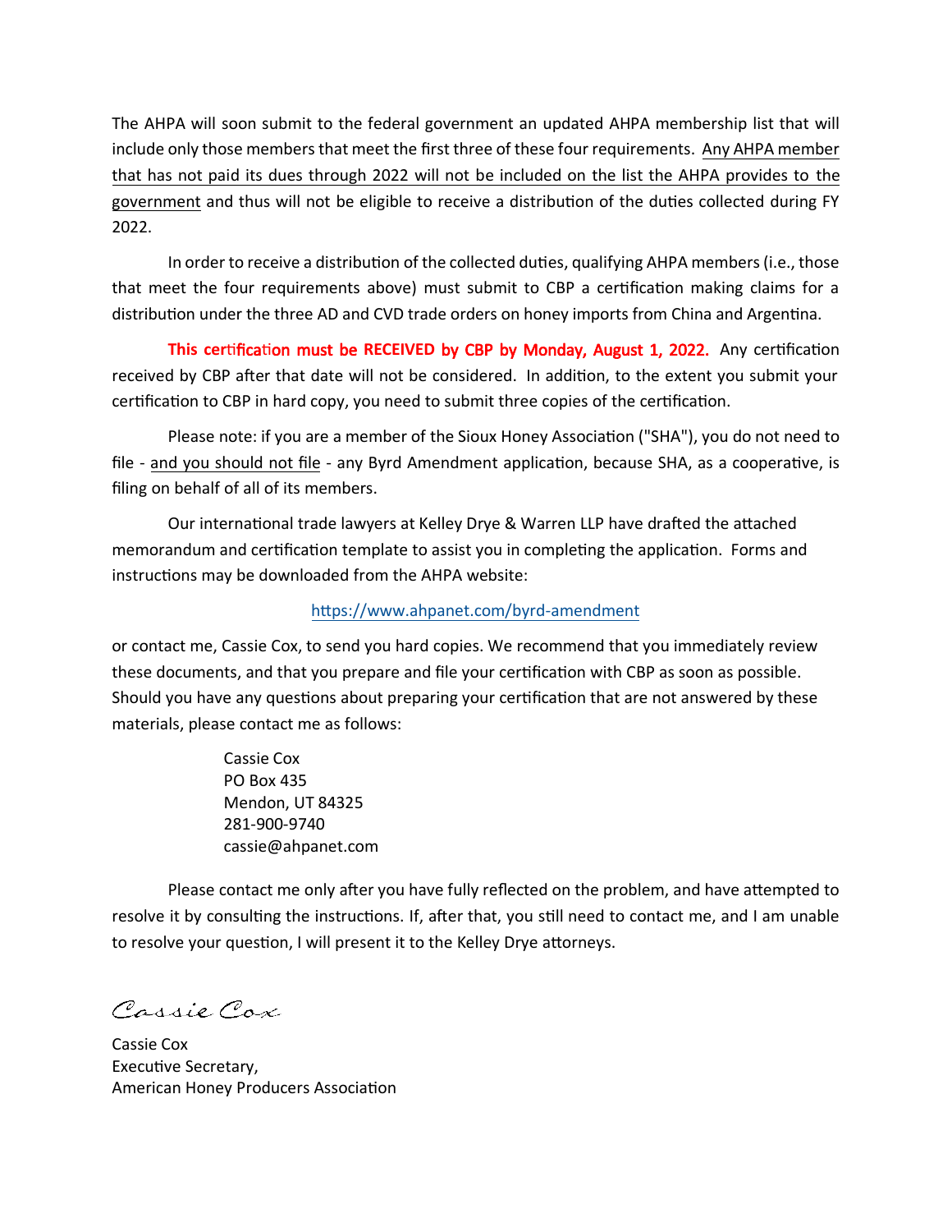The AHPA will soon submit to the federal government an updated AHPA membership list that will include only those members that meet the first three of these four requirements. <u>Any AHPA member that has not paid its dues through 2022 will not be included on the list the AHPA provides to the government</u> and thus will not be eligible to receive a distribution of the duties collected during FY 2022.

In order to receive a distribution of the collected duties, qualifying AHPA members (i.e., those that meet the four requirements above) must submit to CBP a certification making claims for a distribution under the three AD and CVD trade orders on honey imports from China and Argentina.

**This certification must be RECEIVED by CBP by Monday, August 1, 2022.** Any certification received by CBP after that date will not be considered. In addition, to the extent you submit your certification to CBP in hard copy, you need to submit three copies of the certification.

Please note: if you are a member of the Sioux Honey Association ("SHA"), you do not need to file - <u>and you should not file</u> - any Byrd Amendment application, because SHA, as a cooperative, is filing on behalf of all of its members.

Our international trade lawyers at Kelley Drye & Warren LLP have drafted the attached memorandum and certification template to assist you in completing the application. Forms and instructions may be downloaded from the AHPA website:

https://www.ahpanet.com/byrd-amendment

or contact me, Cassie Cox, to send you hard copies. We recommend that you immediately review these documents, and that you prepare and file your certification with CBP as soon as possible. Should you have any questions about preparing your certification that are not answered by these materials, please contact me as follows:

Cassie Cox
PO Box 435
Mendon, UT 84325
281-900-9740
cassie@ahpanet.com

Please contact me only after you have fully reflected on the problem, and have attempted to resolve it by consulting the instructions. If, after that, you still need to contact me, and I am unable to resolve your question, I will present it to the Kelley Drye attorneys.

*Cassie Cox*

Cassie Cox
Executive Secretary,
American Honey Producers Association